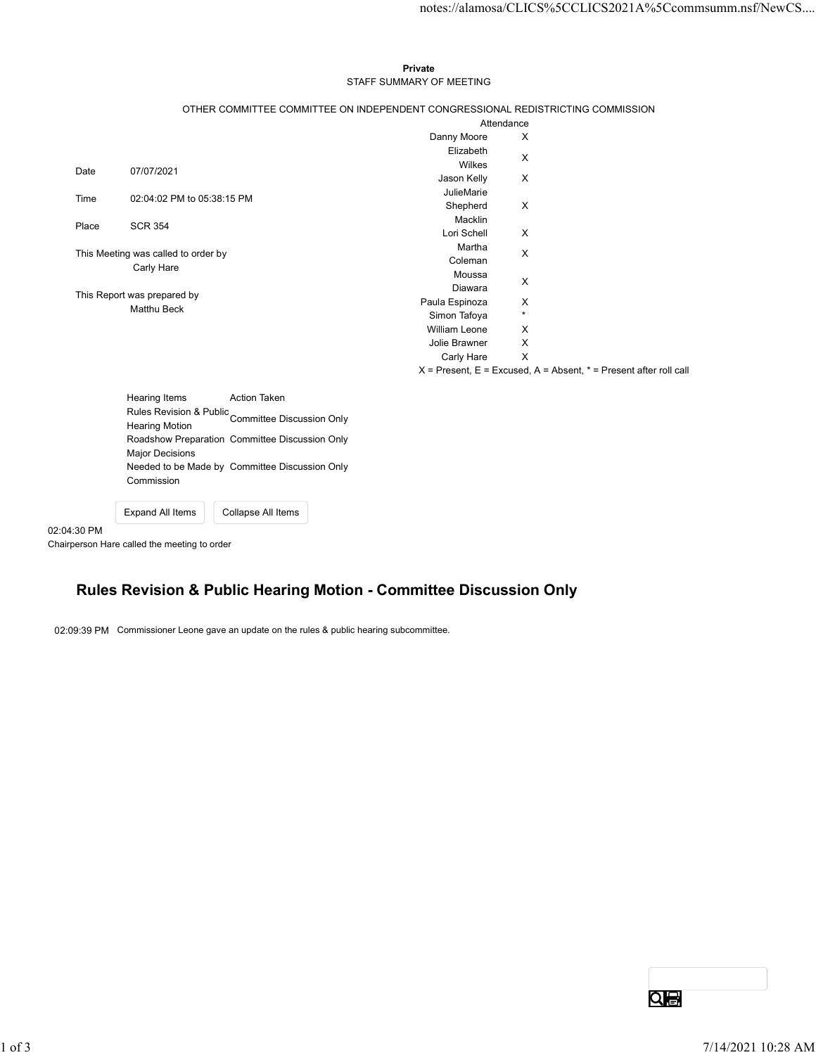**Private**

STAFF SUMMARY OF MEETING

OTHER COMMITTEE COMMITTEE ON INDEPENDENT CONGRESSIONAL REDISTRICTING COMMISSION

| | |
|---|---|
| Date | 07/07/2021 |
| Time | 02:04:02 PM to 05:38:15 PM |
| Place | SCR 354 |

This Meeting was called to order by
Carly Hare

This Report was prepared by
Matthu Beck

| | Attendance |
|---|---|
| Danny Moore | X |
| Elizabeth Wilkes | X |
| Jason Kelly | X |
| JulieMarie Shepherd Macklin | X |
| Lori Schell | X |
| Martha Coleman | X |
| Moussa Diawara | X |
| Paula Espinoza | X |
| Simon Tafoya | * |
| William Leone | X |
| Jolie Brawner | X |
| Carly Hare | X |

X = Present, E = Excused, A = Absent, * = Present after roll call

| Hearing Items | Action Taken |
|---|---|
| Rules Revision & Public Hearing Motion | Committee Discussion Only |
| Roadshow Preparation | Committee Discussion Only |
| Major Decisions Needed to be Made by Commission | Committee Discussion Only |

02:04:30 PM
Chairperson Hare called the meeting to order

## Rules Revision & Public Hearing Motion - Committee Discussion Only

02:09:39 PM Commissioner Leone gave an update on the rules & public hearing subcommittee.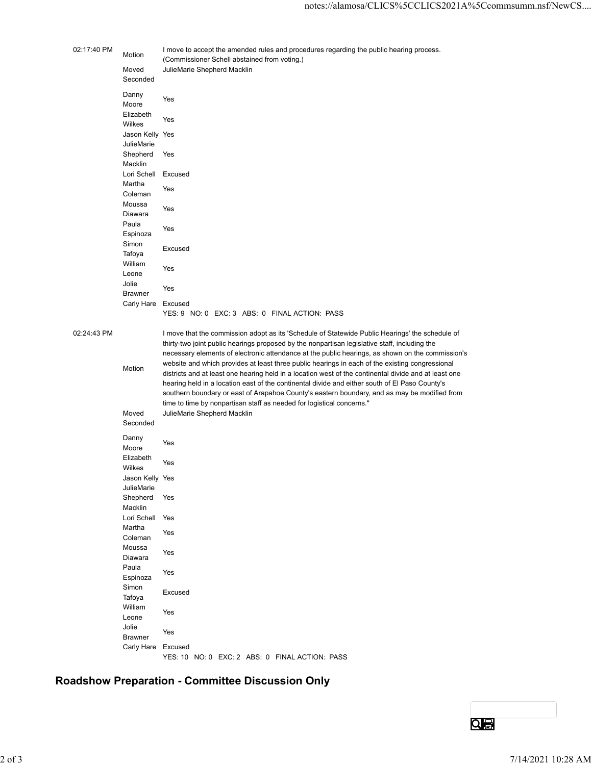| | | |
|---|---|---|
| 02:17:40 PM | Motion | I move to accept the amended rules and procedures regarding the public hearing process. (Commissioner Schell abstained from voting.) |
| | Moved | JulieMarie Shepherd Macklin |
| | Seconded | |
| | Danny Moore | Yes |
| | Elizabeth Wilkes | Yes |
| | Jason Kelly | Yes |
| | JulieMarie Shepherd Macklin | Yes |
| | Lori Schell | Excused |
| | Martha Coleman | Yes |
| | Moussa Diawara | Yes |
| | Paula Espinoza | Yes |
| | Simon Tafoya | Excused |
| | William Leone | Yes |
| | Jolie Brawner | Yes |
| | Carly Hare | Excused |
| | | YES: 9 NO: 0 EXC: 3 ABS: 0 FINAL ACTION: PASS |

| | | |
|---|---|---|
| 02:24:43 PM | Motion | I move that the commission adopt as its 'Schedule of Statewide Public Hearings' the schedule of thirty-two joint public hearings proposed by the nonpartisan legislative staff, including the necessary elements of electronic attendance at the public hearings, as shown on the commission's website and which provides at least three public hearings in each of the existing congressional districts and at least one hearing held in a location west of the continental divide and at least one hearing held in a location east of the continental divide and either south of El Paso County's southern boundary or east of Arapahoe County's eastern boundary, and as may be modified from time to time by nonpartisan staff as needed for logistical concerns." |
| | Moved | JulieMarie Shepherd Macklin |
| | Seconded | |
| | Danny Moore | Yes |
| | Elizabeth Wilkes | Yes |
| | Jason Kelly | Yes |
| | JulieMarie Shepherd Macklin | Yes |
| | Lori Schell | Yes |
| | Martha Coleman | Yes |
| | Moussa Diawara | Yes |
| | Paula Espinoza | Yes |
| | Simon Tafoya | Excused |
| | William Leone | Yes |
| | Jolie Brawner | Yes |
| | Carly Hare | Excused |
| | | YES: 10 NO: 0 EXC: 2 ABS: 0 FINAL ACTION: PASS |

## Roadshow Preparation - Committee Discussion Only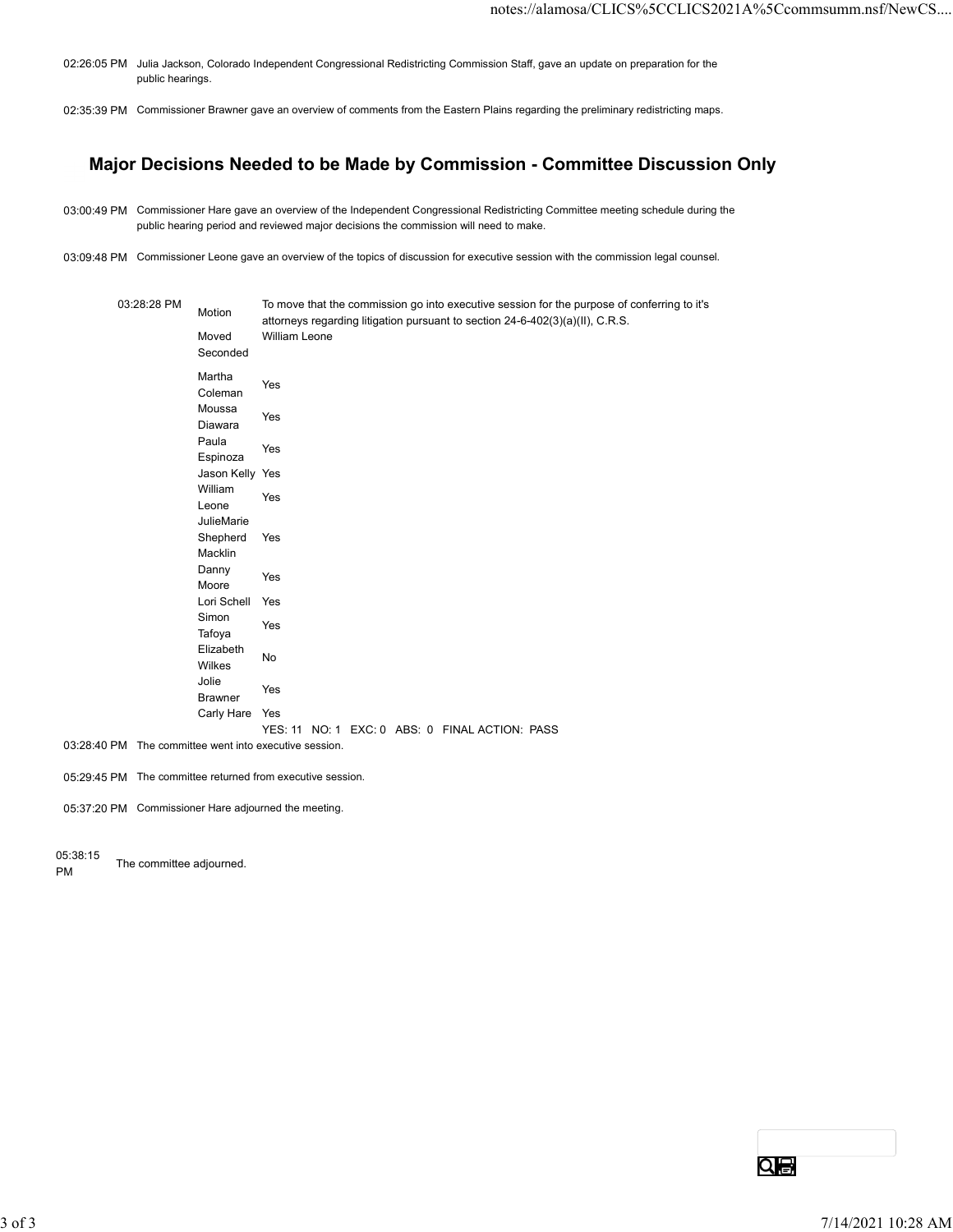02:26:05 PM Julia Jackson, Colorado Independent Congressional Redistricting Commission Staff, gave an update on preparation for the public hearings.

02:35:39 PM Commissioner Brawner gave an overview of comments from the Eastern Plains regarding the preliminary redistricting maps.

## Major Decisions Needed to be Made by Commission - Committee Discussion Only

03:00:49 PM Commissioner Hare gave an overview of the Independent Congressional Redistricting Committee meeting schedule during the public hearing period and reviewed major decisions the commission will need to make.

03:09:48 PM Commissioner Leone gave an overview of the topics of discussion for executive session with the commission legal counsel.

| | | |
|---|---|---|
| 03:28:28 PM | Motion | To move that the commission go into executive session for the purpose of conferring to it's attorneys regarding litigation pursuant to section 24-6-402(3)(a)(II), C.R.S. |
| | Moved | William Leone |
| | Seconded | |
| | Martha Coleman | Yes |
| | Moussa Diawara | Yes |
| | Paula Espinoza | Yes |
| | Jason Kelly | Yes |
| | William Leone | Yes |
| | JulieMarie Shepherd Macklin | Yes |
| | Danny Moore | Yes |
| | Lori Schell | Yes |
| | Simon Tafoya | Yes |
| | Elizabeth Wilkes | No |
| | Jolie Brawner | Yes |
| | Carly Hare | Yes |
| | | YES: 11 NO: 1 EXC: 0 ABS: 0 FINAL ACTION: PASS |

03:28:40 PM The committee went into executive session.

05:29:45 PM The committee returned from executive session.

05:37:20 PM Commissioner Hare adjourned the meeting.

05:38:15 PM The committee adjourned.